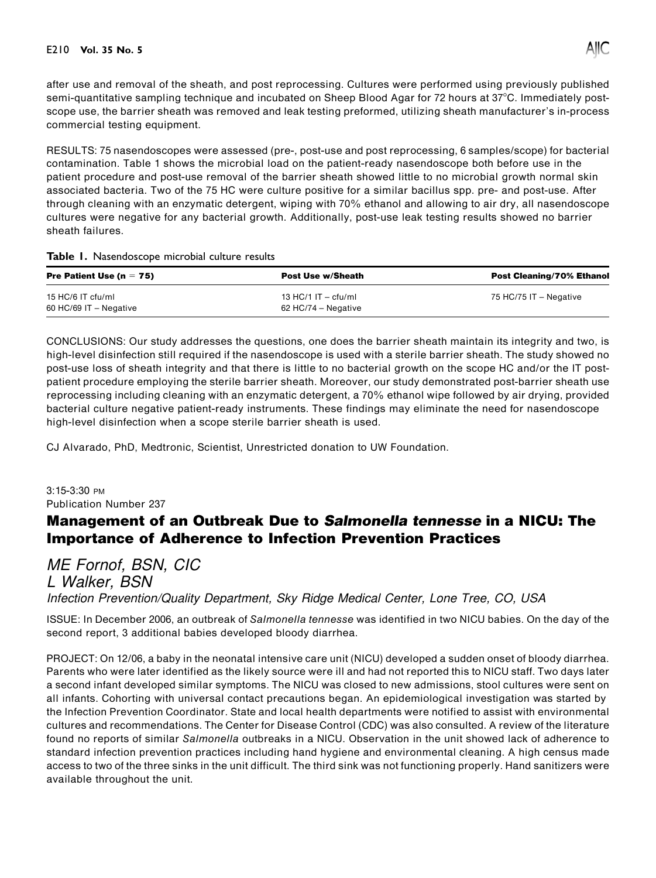after use and removal of the sheath, and post reprocessing. Cultures were performed using previously published semi-quantitative sampling technique and incubated on Sheep Blood Agar for 72 hours at 37°C. Immediately post-scope use, the barrier sheath was removed and leak testing preformed, utilizing sheath manufacturer's in-process commercial testing equipment.

RESULTS: 75 nasendoscopes were assessed (pre-, post-use and post reprocessing, 6 samples/scope) for bacterial contamination. Table 1 shows the microbial load on the patient-ready nasendoscope both before use in the patient procedure and post-use removal of the barrier sheath showed little to no microbial growth normal skin associated bacteria. Two of the 75 HC were culture positive for a similar bacillus spp. pre- and post-use. After through cleaning with an enzymatic detergent, wiping with 70% ethanol and allowing to air dry, all nasendoscope cultures were negative for any bacterial growth. Additionally, post-use leak testing results showed no barrier sheath failures.

**Table 1.** Nasendoscope microbial culture results

| Pre Patient Use (n = 75) | Post Use w/Sheath | Post Cleaning/70% Ethanol |
|---|---|---|
| 15 HC/6 IT cfu/ml<br>60 HC/69 IT – Negative | 13 HC/1 IT – cfu/ml<br>62 HC/74 – Negative | 75 HC/75 IT – Negative |

CONCLUSIONS: Our study addresses the questions, one does the barrier sheath maintain its integrity and two, is high-level disinfection still required if the nasendoscope is used with a sterile barrier sheath. The study showed no post-use loss of sheath integrity and that there is little to no bacterial growth on the scope HC and/or the IT post-patient procedure employing the sterile barrier sheath. Moreover, our study demonstrated post-barrier sheath use reprocessing including cleaning with an enzymatic detergent, a 70% ethanol wipe followed by air drying, provided bacterial culture negative patient-ready instruments. These findings may eliminate the need for nasendoscope high-level disinfection when a scope sterile barrier sheath is used.

CJ Alvarado, PhD, Medtronic, Scientist, Unrestricted donation to UW Foundation.

3:15-3:30 PM
Publication Number 237

## Management of an Outbreak Due to *Salmonella tennesse* in a NICU: The Importance of Adherence to Infection Prevention Practices

*ME Fornof, BSN, CIC*
*L Walker, BSN*
*Infection Prevention/Quality Department, Sky Ridge Medical Center, Lone Tree, CO, USA*

ISSUE: In December 2006, an outbreak of *Salmonella tennesse* was identified in two NICU babies. On the day of the second report, 3 additional babies developed bloody diarrhea.

PROJECT: On 12/06, a baby in the neonatal intensive care unit (NICU) developed a sudden onset of bloody diarrhea. Parents who were later identified as the likely source were ill and had not reported this to NICU staff. Two days later a second infant developed similar symptoms. The NICU was closed to new admissions, stool cultures were sent on all infants. Cohorting with universal contact precautions began. An epidemiological investigation was started by the Infection Prevention Coordinator. State and local health departments were notified to assist with environmental cultures and recommendations. The Center for Disease Control (CDC) was also consulted. A review of the literature found no reports of similar *Salmonella* outbreaks in a NICU. Observation in the unit showed lack of adherence to standard infection prevention practices including hand hygiene and environmental cleaning. A high census made access to two of the three sinks in the unit difficult. The third sink was not functioning properly. Hand sanitizers were available throughout the unit.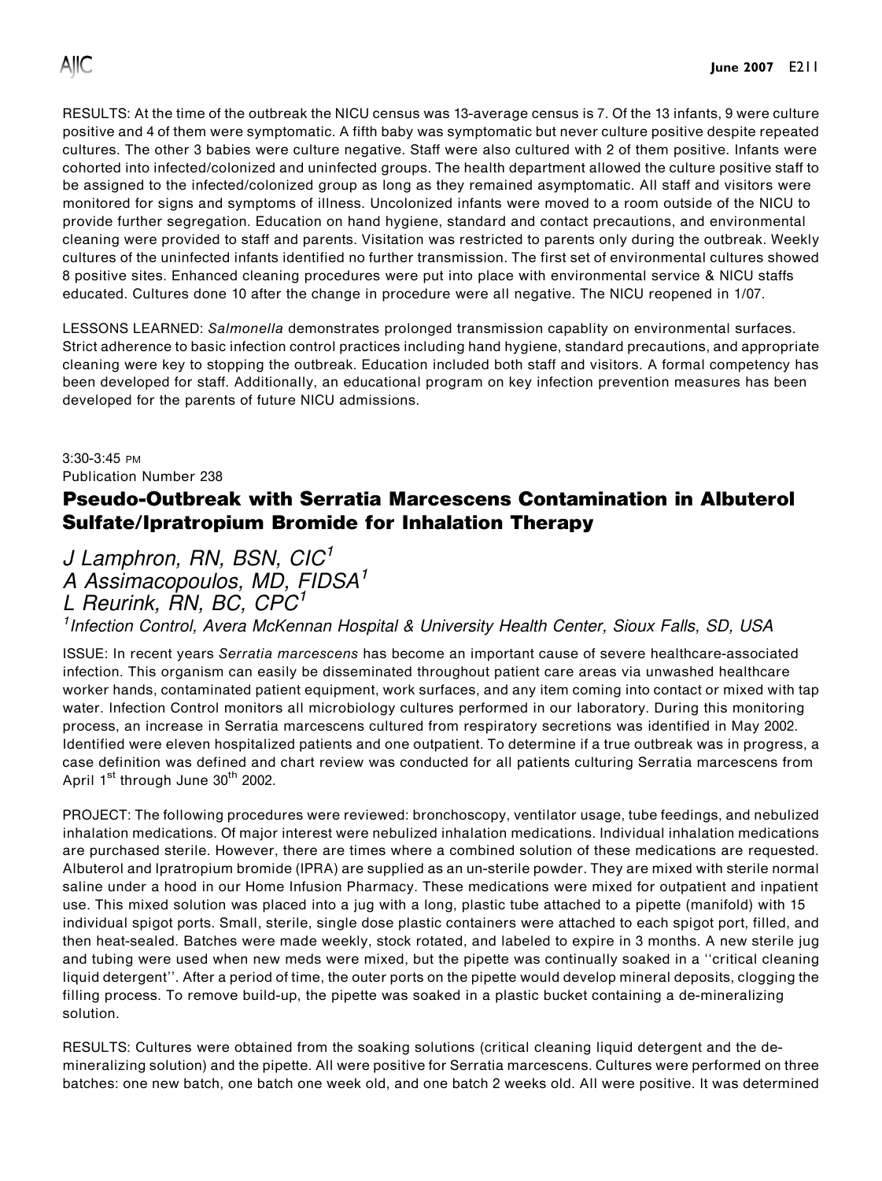RESULTS: At the time of the outbreak the NICU census was 13-average census is 7. Of the 13 infants, 9 were culture positive and 4 of them were symptomatic. A fifth baby was symptomatic but never culture positive despite repeated cultures. The other 3 babies were culture negative. Staff were also cultured with 2 of them positive. Infants were cohorted into infected/colonized and uninfected groups. The health department allowed the culture positive staff to be assigned to the infected/colonized group as long as they remained asymptomatic. All staff and visitors were monitored for signs and symptoms of illness. Uncolonized infants were moved to a room outside of the NICU to provide further segregation. Education on hand hygiene, standard and contact precautions, and environmental cleaning were provided to staff and parents. Visitation was restricted to parents only during the outbreak. Weekly cultures of the uninfected infants identified no further transmission. The first set of environmental cultures showed 8 positive sites. Enhanced cleaning procedures were put into place with environmental service & NICU staffs educated. Cultures done 10 after the change in procedure were all negative. The NICU reopened in 1/07.

LESSONS LEARNED: *Salmonella* demonstrates prolonged transmission capablity on environmental surfaces. Strict adherence to basic infection control practices including hand hygiene, standard precautions, and appropriate cleaning were key to stopping the outbreak. Education included both staff and visitors. A formal competency has been developed for staff. Additionally, an educational program on key infection prevention measures has been developed for the parents of future NICU admissions.

3:30-3:45 PM
Publication Number 238

## Pseudo-Outbreak with Serratia Marcescens Contamination in Albuterol Sulfate/Ipratropium Bromide for Inhalation Therapy

*J Lamphron, RN, BSN, CIC*[1]
*A Assimacopoulos, MD, FIDSA*[1]
*L Reurink, RN, BC, CPC*[1]

[1]*Infection Control, Avera McKennan Hospital & University Health Center, Sioux Falls, SD, USA*

ISSUE: In recent years *Serratia marcescens* has become an important cause of severe healthcare-associated infection. This organism can easily be disseminated throughout patient care areas via unwashed healthcare worker hands, contaminated patient equipment, work surfaces, and any item coming into contact or mixed with tap water. Infection Control monitors all microbiology cultures performed in our laboratory. During this monitoring process, an increase in Serratia marcescens cultured from respiratory secretions was identified in May 2002. Identified were eleven hospitalized patients and one outpatient. To determine if a true outbreak was in progress, a case definition was defined and chart review was conducted for all patients culturing Serratia marcescens from April 1st through June 30th 2002.

PROJECT: The following procedures were reviewed: bronchoscopy, ventilator usage, tube feedings, and nebulized inhalation medications. Of major interest were nebulized inhalation medications. Individual inhalation medications are purchased sterile. However, there are times where a combined solution of these medications are requested. Albuterol and Ipratropium bromide (IPRA) are supplied as an un-sterile powder. They are mixed with sterile normal saline under a hood in our Home Infusion Pharmacy. These medications were mixed for outpatient and inpatient use. This mixed solution was placed into a jug with a long, plastic tube attached to a pipette (manifold) with 15 individual spigot ports. Small, sterile, single dose plastic containers were attached to each spigot port, filled, and then heat-sealed. Batches were made weekly, stock rotated, and labeled to expire in 3 months. A new sterile jug and tubing were used when new meds were mixed, but the pipette was continually soaked in a ''critical cleaning liquid detergent''. After a period of time, the outer ports on the pipette would develop mineral deposits, clogging the filling process. To remove build-up, the pipette was soaked in a plastic bucket containing a de-mineralizing solution.

RESULTS: Cultures were obtained from the soaking solutions (critical cleaning liquid detergent and the de-mineralizing solution) and the pipette. All were positive for Serratia marcescens. Cultures were performed on three batches: one new batch, one batch one week old, and one batch 2 weeks old. All were positive. It was determined